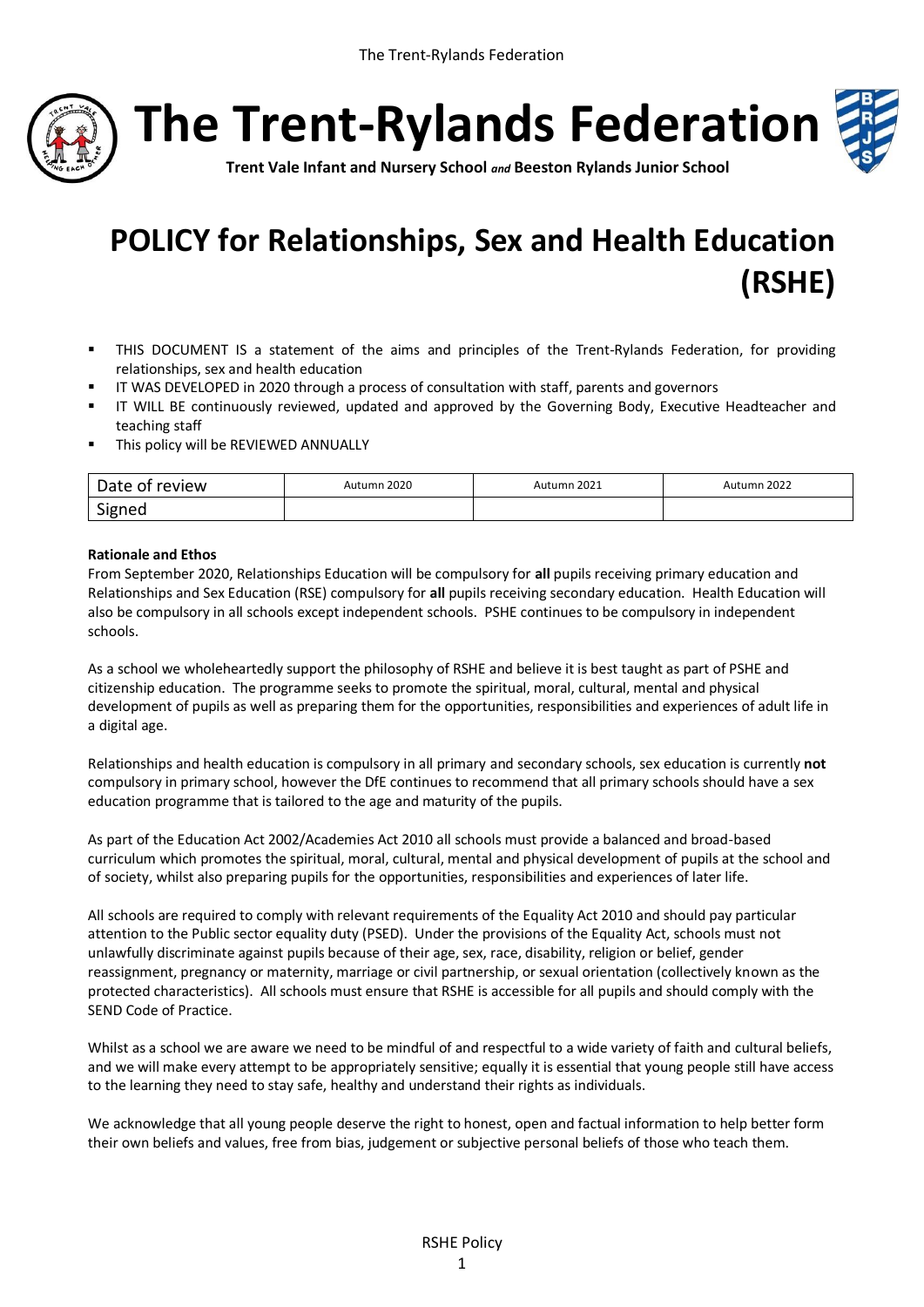# The Trent-Rylands Federation

**Trent Vale Infant and Nursery School** ***and*** **Beeston Rylands Junior School**

# POLICY for Relationships, Sex and Health Education (RSHE)

- THIS DOCUMENT IS a statement of the aims and principles of the Trent-Rylands Federation, for providing relationships, sex and health education
- IT WAS DEVELOPED in 2020 through a process of consultation with staff, parents and governors
- IT WILL BE continuously reviewed, updated and approved by the Governing Body, Executive Headteacher and teaching staff
- This policy will be REVIEWED ANNUALLY

| Date of review | Autumn 2020 | Autumn 2021 | Autumn 2022 |
| --- | --- | --- | --- |
| Signed | | | |

**Rationale and Ethos**

From September 2020, Relationships Education will be compulsory for **all** pupils receiving primary education and Relationships and Sex Education (RSE) compulsory for **all** pupils receiving secondary education. Health Education will also be compulsory in all schools except independent schools. PSHE continues to be compulsory in independent schools.

As a school we wholeheartedly support the philosophy of RSHE and believe it is best taught as part of PSHE and citizenship education. The programme seeks to promote the spiritual, moral, cultural, mental and physical development of pupils as well as preparing them for the opportunities, responsibilities and experiences of adult life in a digital age.

Relationships and health education is compulsory in all primary and secondary schools, sex education is currently **not** compulsory in primary school, however the DfE continues to recommend that all primary schools should have a sex education programme that is tailored to the age and maturity of the pupils.

As part of the Education Act 2002/Academies Act 2010 all schools must provide a balanced and broad-based curriculum which promotes the spiritual, moral, cultural, mental and physical development of pupils at the school and of society, whilst also preparing pupils for the opportunities, responsibilities and experiences of later life.

All schools are required to comply with relevant requirements of the Equality Act 2010 and should pay particular attention to the Public sector equality duty (PSED). Under the provisions of the Equality Act, schools must not unlawfully discriminate against pupils because of their age, sex, race, disability, religion or belief, gender reassignment, pregnancy or maternity, marriage or civil partnership, or sexual orientation (collectively known as the protected characteristics). All schools must ensure that RSHE is accessible for all pupils and should comply with the SEND Code of Practice.

Whilst as a school we are aware we need to be mindful of and respectful to a wide variety of faith and cultural beliefs, and we will make every attempt to be appropriately sensitive; equally it is essential that young people still have access to the learning they need to stay safe, healthy and understand their rights as individuals.

We acknowledge that all young people deserve the right to honest, open and factual information to help better form their own beliefs and values, free from bias, judgement or subjective personal beliefs of those who teach them.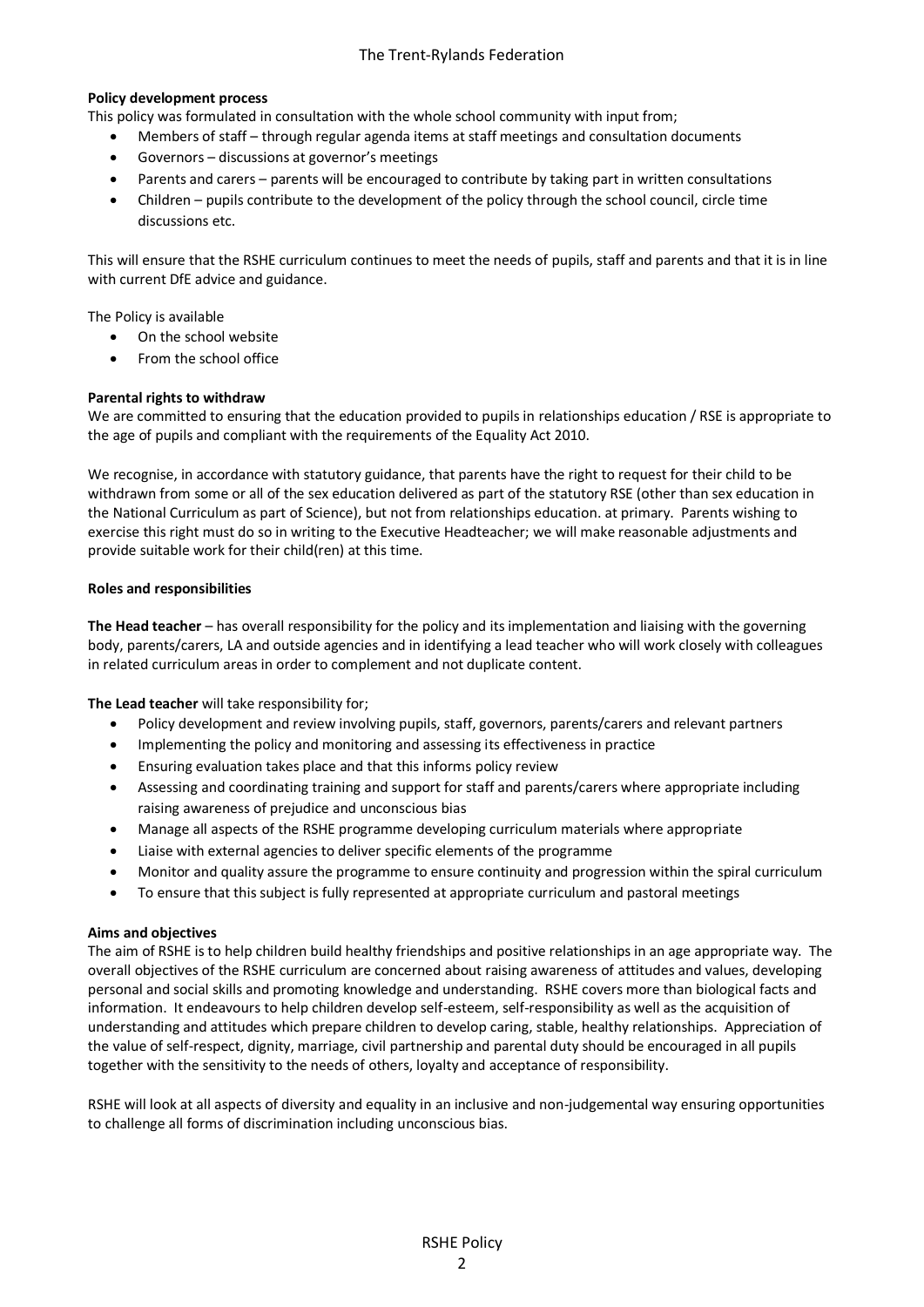**Policy development process**

This policy was formulated in consultation with the whole school community with input from;

- Members of staff – through regular agenda items at staff meetings and consultation documents
- Governors – discussions at governor's meetings
- Parents and carers – parents will be encouraged to contribute by taking part in written consultations
- Children – pupils contribute to the development of the policy through the school council, circle time discussions etc.

This will ensure that the RSHE curriculum continues to meet the needs of pupils, staff and parents and that it is in line with current DfE advice and guidance.

The Policy is available

- On the school website
- From the school office

**Parental rights to withdraw**

We are committed to ensuring that the education provided to pupils in relationships education / RSE is appropriate to the age of pupils and compliant with the requirements of the Equality Act 2010.

We recognise, in accordance with statutory guidance, that parents have the right to request for their child to be withdrawn from some or all of the sex education delivered as part of the statutory RSE (other than sex education in the National Curriculum as part of Science), but not from relationships education. at primary. Parents wishing to exercise this right must do so in writing to the Executive Headteacher; we will make reasonable adjustments and provide suitable work for their child(ren) at this time.

**Roles and responsibilities**

**The Head teacher** – has overall responsibility for the policy and its implementation and liaising with the governing body, parents/carers, LA and outside agencies and in identifying a lead teacher who will work closely with colleagues in related curriculum areas in order to complement and not duplicate content.

**The Lead teacher** will take responsibility for;

- Policy development and review involving pupils, staff, governors, parents/carers and relevant partners
- Implementing the policy and monitoring and assessing its effectiveness in practice
- Ensuring evaluation takes place and that this informs policy review
- Assessing and coordinating training and support for staff and parents/carers where appropriate including raising awareness of prejudice and unconscious bias
- Manage all aspects of the RSHE programme developing curriculum materials where appropriate
- Liaise with external agencies to deliver specific elements of the programme
- Monitor and quality assure the programme to ensure continuity and progression within the spiral curriculum
- To ensure that this subject is fully represented at appropriate curriculum and pastoral meetings

**Aims and objectives**

The aim of RSHE is to help children build healthy friendships and positive relationships in an age appropriate way. The overall objectives of the RSHE curriculum are concerned about raising awareness of attitudes and values, developing personal and social skills and promoting knowledge and understanding. RSHE covers more than biological facts and information. It endeavours to help children develop self-esteem, self-responsibility as well as the acquisition of understanding and attitudes which prepare children to develop caring, stable, healthy relationships. Appreciation of the value of self-respect, dignity, marriage, civil partnership and parental duty should be encouraged in all pupils together with the sensitivity to the needs of others, loyalty and acceptance of responsibility.

RSHE will look at all aspects of diversity and equality in an inclusive and non-judgemental way ensuring opportunities to challenge all forms of discrimination including unconscious bias.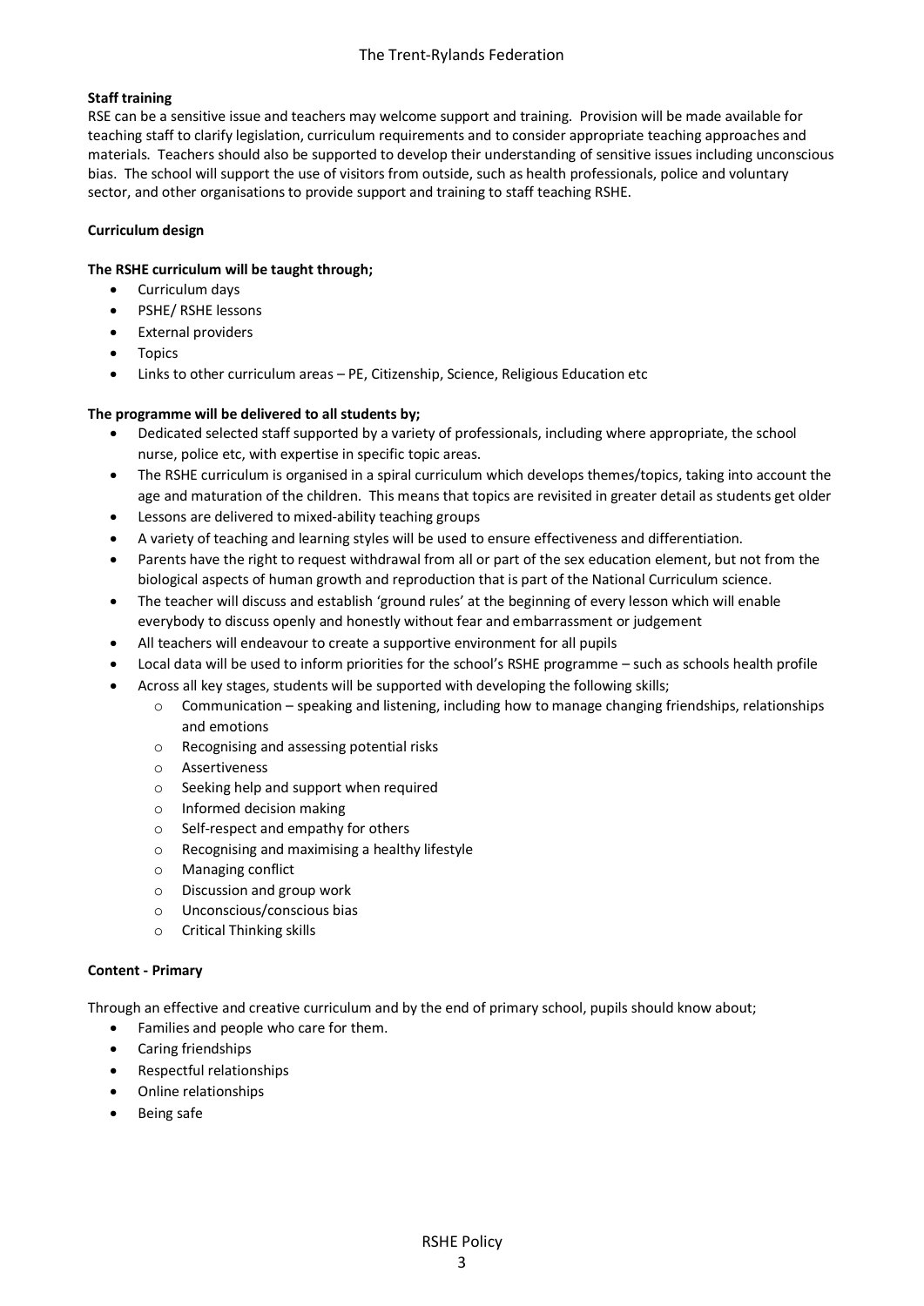**Staff training**

RSE can be a sensitive issue and teachers may welcome support and training. Provision will be made available for teaching staff to clarify legislation, curriculum requirements and to consider appropriate teaching approaches and materials. Teachers should also be supported to develop their understanding of sensitive issues including unconscious bias. The school will support the use of visitors from outside, such as health professionals, police and voluntary sector, and other organisations to provide support and training to staff teaching RSHE.

**Curriculum design**

**The RSHE curriculum will be taught through;**

- Curriculum days
- PSHE/ RSHE lessons
- External providers
- Topics
- Links to other curriculum areas – PE, Citizenship, Science, Religious Education etc

**The programme will be delivered to all students by;**

- Dedicated selected staff supported by a variety of professionals, including where appropriate, the school nurse, police etc, with expertise in specific topic areas.
- The RSHE curriculum is organised in a spiral curriculum which develops themes/topics, taking into account the age and maturation of the children. This means that topics are revisited in greater detail as students get older
- Lessons are delivered to mixed-ability teaching groups
- A variety of teaching and learning styles will be used to ensure effectiveness and differentiation.
- Parents have the right to request withdrawal from all or part of the sex education element, but not from the biological aspects of human growth and reproduction that is part of the National Curriculum science.
- The teacher will discuss and establish 'ground rules' at the beginning of every lesson which will enable everybody to discuss openly and honestly without fear and embarrassment or judgement
- All teachers will endeavour to create a supportive environment for all pupils
- Local data will be used to inform priorities for the school's RSHE programme – such as schools health profile
- Across all key stages, students will be supported with developing the following skills;
  - Communication – speaking and listening, including how to manage changing friendships, relationships and emotions
  - Recognising and assessing potential risks
  - Assertiveness
  - Seeking help and support when required
  - Informed decision making
  - Self-respect and empathy for others
  - Recognising and maximising a healthy lifestyle
  - Managing conflict
  - Discussion and group work
  - Unconscious/conscious bias
  - Critical Thinking skills

**Content - Primary**

Through an effective and creative curriculum and by the end of primary school, pupils should know about;

- Families and people who care for them.
- Caring friendships
- Respectful relationships
- Online relationships
- Being safe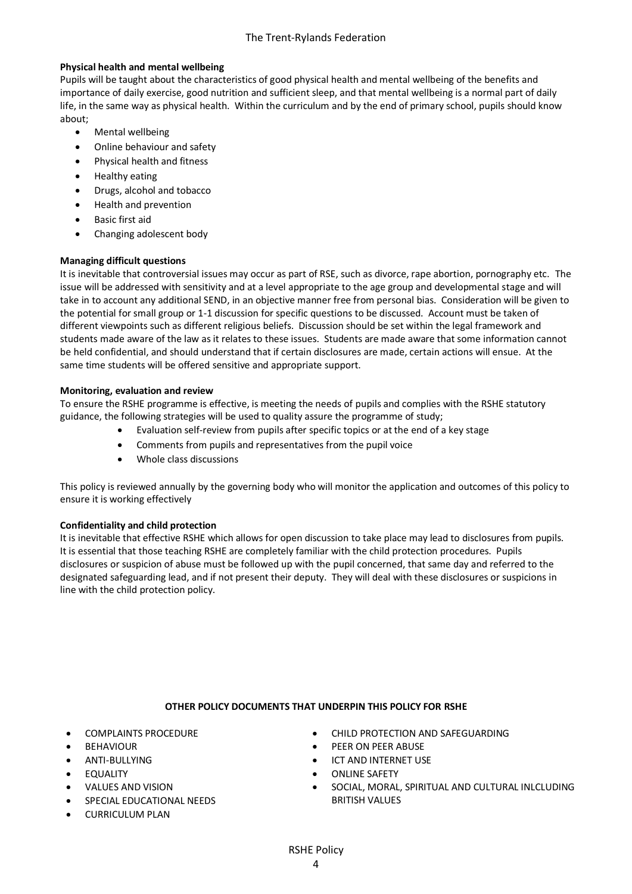**Physical health and mental wellbeing**

Pupils will be taught about the characteristics of good physical health and mental wellbeing of the benefits and importance of daily exercise, good nutrition and sufficient sleep, and that mental wellbeing is a normal part of daily life, in the same way as physical health. Within the curriculum and by the end of primary school, pupils should know about;

- Mental wellbeing
- Online behaviour and safety
- Physical health and fitness
- Healthy eating
- Drugs, alcohol and tobacco
- Health and prevention
- Basic first aid
- Changing adolescent body

**Managing difficult questions**

It is inevitable that controversial issues may occur as part of RSE, such as divorce, rape abortion, pornography etc. The issue will be addressed with sensitivity and at a level appropriate to the age group and developmental stage and will take in to account any additional SEND, in an objective manner free from personal bias. Consideration will be given to the potential for small group or 1-1 discussion for specific questions to be discussed. Account must be taken of different viewpoints such as different religious beliefs. Discussion should be set within the legal framework and students made aware of the law as it relates to these issues. Students are made aware that some information cannot be held confidential, and should understand that if certain disclosures are made, certain actions will ensue. At the same time students will be offered sensitive and appropriate support.

**Monitoring, evaluation and review**

To ensure the RSHE programme is effective, is meeting the needs of pupils and complies with the RSHE statutory guidance, the following strategies will be used to quality assure the programme of study;

- Evaluation self-review from pupils after specific topics or at the end of a key stage
- Comments from pupils and representatives from the pupil voice
- Whole class discussions

This policy is reviewed annually by the governing body who will monitor the application and outcomes of this policy to ensure it is working effectively

**Confidentiality and child protection**

It is inevitable that effective RSHE which allows for open discussion to take place may lead to disclosures from pupils. It is essential that those teaching RSHE are completely familiar with the child protection procedures. Pupils disclosures or suspicion of abuse must be followed up with the pupil concerned, that same day and referred to the designated safeguarding lead, and if not present their deputy. They will deal with these disclosures or suspicions in line with the child protection policy.

**OTHER POLICY DOCUMENTS THAT UNDERPIN THIS POLICY FOR RSHE**

- COMPLAINTS PROCEDURE
- BEHAVIOUR
- ANTI-BULLYING
- EQUALITY
- VALUES AND VISION
- SPECIAL EDUCATIONAL NEEDS
- CURRICULUM PLAN
- CHILD PROTECTION AND SAFEGUARDING
- PEER ON PEER ABUSE
- ICT AND INTERNET USE
- ONLINE SAFETY
- SOCIAL, MORAL, SPIRITUAL AND CULTURAL INLCLUDING BRITISH VALUES